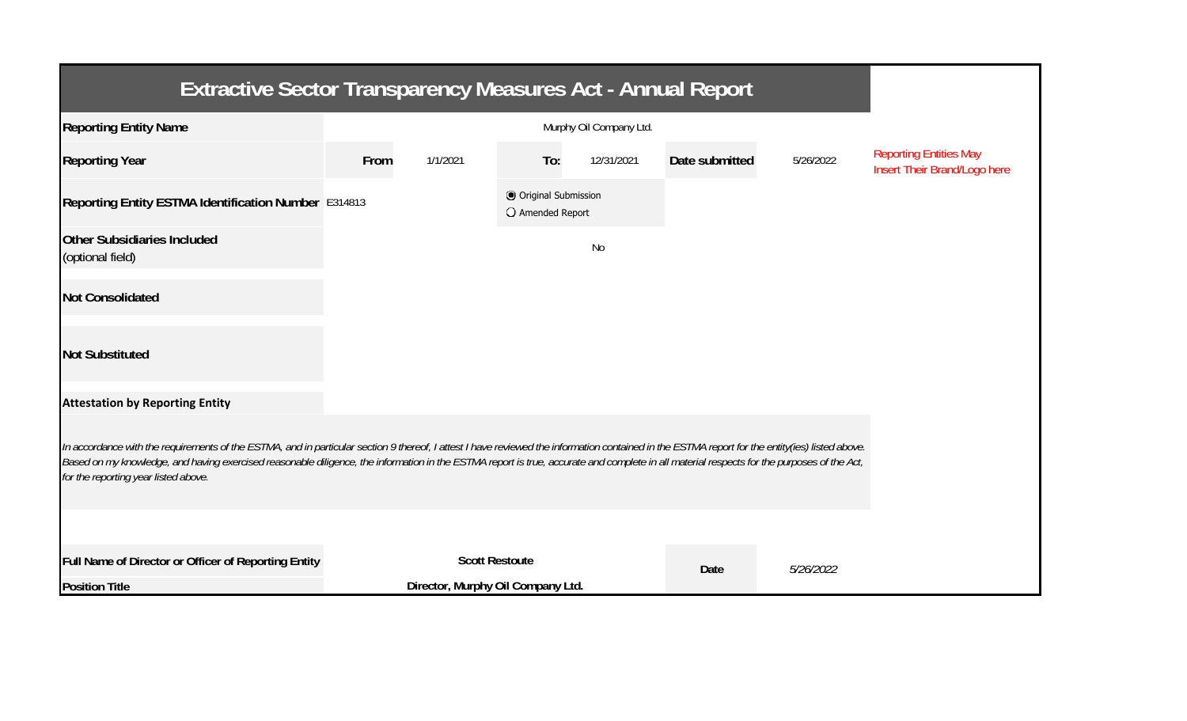# Extractive Sector Transparency Measures Act - Annual Report

| | | | | | | | |
|---|---|---|---|---|---|---|---|
| **Reporting Entity Name** | Murphy Oil Company Ltd. | | | | | | Reporting Entities May Insert Their Brand/Logo here |
| **Reporting Year** | **From** | 1/1/2021 | **To:** | 12/31/2021 | **Date submitted** | 5/26/2022 | |
| **Reporting Entity ESTMA Identification Number** | E314813 | | ◉ Original Submission ◯ Amended Report | | | | |
| **Other Subsidiaries Included** (optional field) | No | | | | | | |
| **Not Consolidated** | | | | | | | |
| **Not Substituted** | | | | | | | |

**Attestation by Reporting Entity**

*In accordance with the requirements of the ESTMA, and in particular section 9 thereof, I attest I have reviewed the information contained in the ESTMA report for the entity(ies) listed above. Based on my knowledge, and having exercised reasonable diligence, the information in the ESTMA report is true, accurate and complete in all material respects for the purposes of the Act, for the reporting year listed above.*

| | | | |
|---|---|---|---|
| **Full Name of Director or Officer of Reporting Entity** | **Scott Restoute** | **Date** | *5/26/2022* |
| **Position Title** | **Director, Murphy Oil Company Ltd.** | | |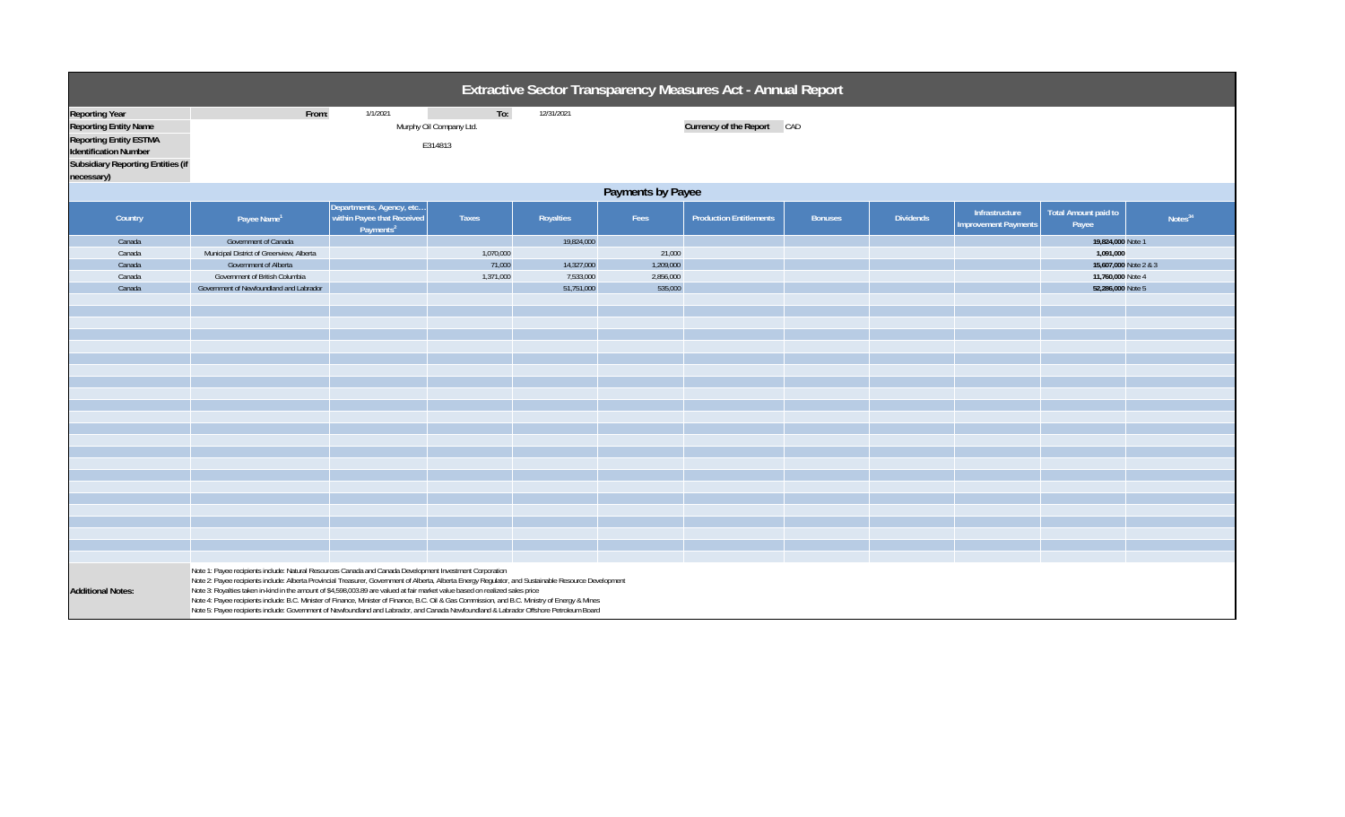# Extractive Sector Transparency Measures Act - Annual Report

| | | | | |
|---|---|---|---|---|
| **Reporting Year** | From: | 1/1/2021 | To: | 12/31/2021 |
| **Reporting Entity Name** | Murphy Oil Company Ltd. | | **Currency of the Report** | CAD |
| **Reporting Entity ESTMA Identification Number** | E314813 | | | |
| **Subsidiary Reporting Entities (if necessary)** | | | | |

## Payments by Payee

| Country | Payee Name[1] | Departments, Agency, etc… within Payee that Received Payments[2] | Taxes | Royalties | Fees | Production Entitlements | Bonuses | Dividends | Infrastructure Improvement Payments | Total Amount paid to Payee | Notes[34] |
|---|---|---|---|---|---|---|---|---|---|---|---|
| Canada | Government of Canada | | | 19,824,000 | | | | | | 19,824,000 | Note 1 |
| Canada | Municipal District of Greenview, Alberta | | 1,070,000 | | 21,000 | | | | | 1,091,000 | |
| Canada | Government of Alberta | | 71,000 | 14,327,000 | 1,209,000 | | | | | 15,607,000 | Note 2 & 3 |
| Canada | Government of British Columbia | | 1,371,000 | 7,533,000 | 2,856,000 | | | | | 11,760,000 | Note 4 |
| Canada | Government of Newfoundland and Labrador | | | 51,751,000 | 535,000 | | | | | 52,286,000 | Note 5 |

**Additional Notes:**

Note 1: Payee recipients include: Natural Resources Canada and Canada Development Investment Corporation

Note 2: Payee recipients include: Alberta Provincial Treasurer, Government of Alberta, Alberta Energy Regulator, and Sustainable Resource Development

Note 3: Royalties taken in-kind in the amount of $4,598,003.89 are valued at fair market value based on realized sales price

Note 4: Payee recipients include: B.C. Minister of Finance, Minister of Finance, B.C. Oil & Gas Commission, and B.C. Ministry of Energy & Mines

Note 5: Payee recipients include: Government of Newfoundland and Labrador, and Canada Newfoundland & Labrador Offshore Petroleum Board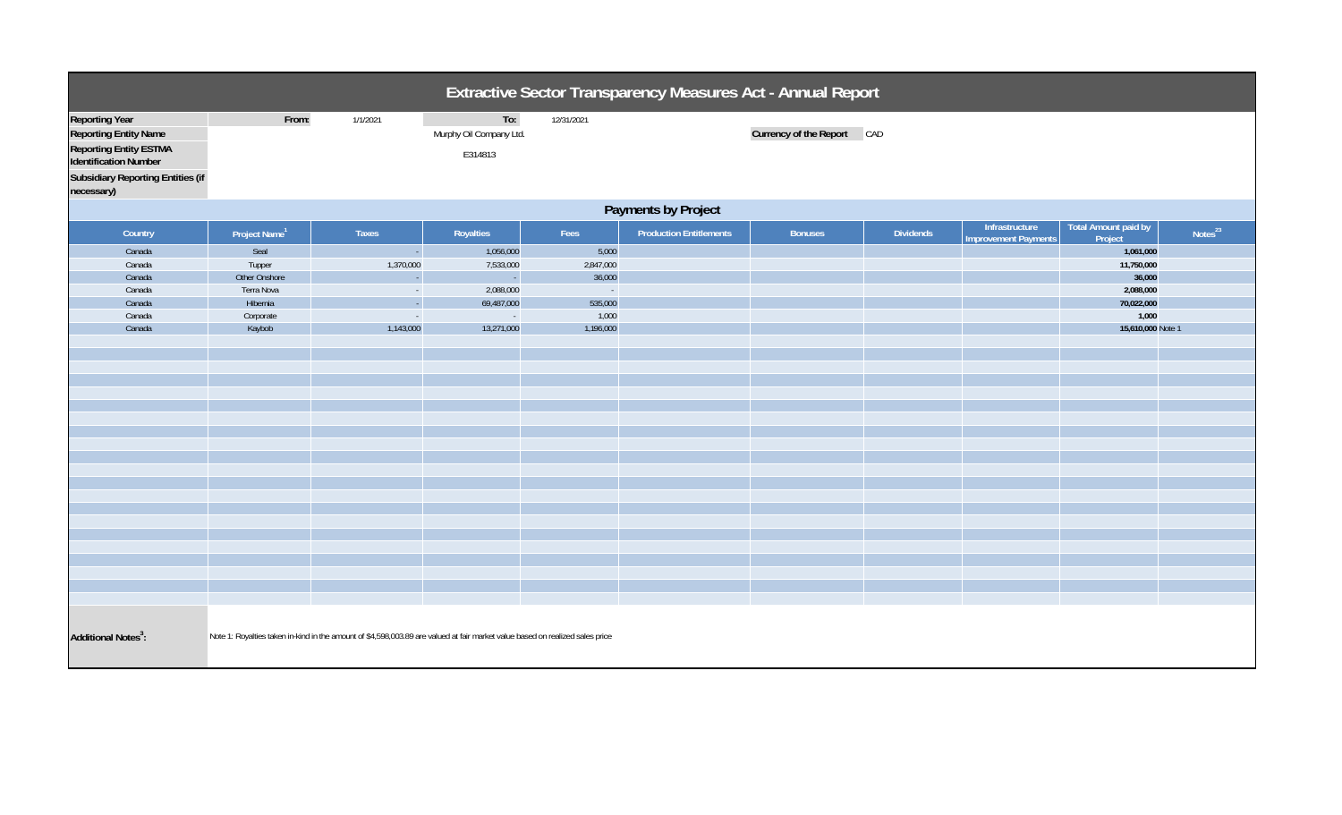# Extractive Sector Transparency Measures Act - Annual Report

| | | | | | | |
|---|---|---|---|---|---|---|
| **Reporting Year** | **From:** | 1/1/2021 | **To:** | 12/31/2021 | | |
| **Reporting Entity Name** | | | Murphy Oil Company Ltd. | | **Currency of the Report** | CAD |
| **Reporting Entity ESTMA Identification Number** | | | E314813 | | | |
| **Subsidiary Reporting Entities (if necessary)** | | | | | | |

## Payments by Project

| Country | Project Name[1] | Taxes | Royalties | Fees | Production Entitlements | Bonuses | Dividends | Infrastructure Improvement Payments | Total Amount paid by Project | Notes[23] |
|---|---|---|---|---|---|---|---|---|---|---|
| Canada | Seal | - | 1,056,000 | 5,000 | | | | | **1,061,000** | |
| Canada | Tupper | 1,370,000 | 7,533,000 | 2,847,000 | | | | | **11,750,000** | |
| Canada | Other Onshore | - | - | 36,000 | | | | | **36,000** | |
| Canada | Terra Nova | - | 2,088,000 | - | | | | | **2,088,000** | |
| Canada | Hibernia | - | 69,487,000 | 535,000 | | | | | **70,022,000** | |
| Canada | Corporate | - | - | 1,000 | | | | | **1,000** | |
| Canada | Kaybob | 1,143,000 | 13,271,000 | 1,196,000 | | | | | **15,610,000** | Note 1 |

**Additional Notes[3]:** Note 1: Royalties taken in-kind in the amount of $4,598,003.89 are valued at fair market value based on realized sales price